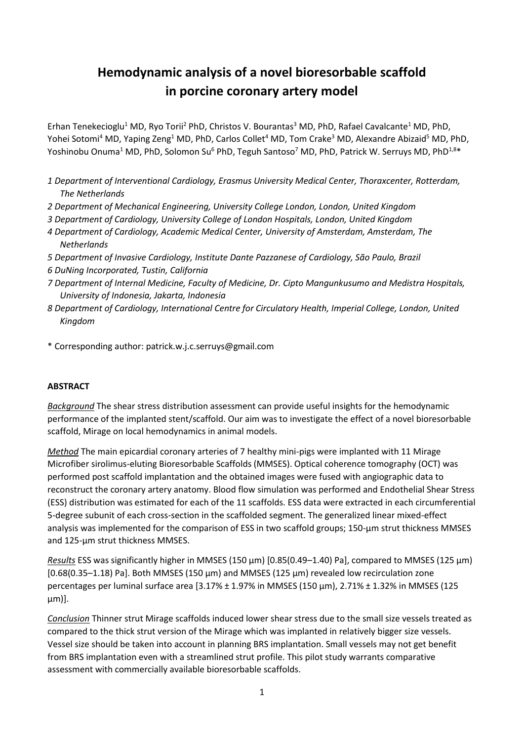# Hemodynamic analysis of a novel bioresorbable scaffold in porcine coronary artery model

Erhan Tenekecioglu[1] MD, Ryo Torii[2] PhD, Christos V. Bourantas[3] MD, PhD, Rafael Cavalcante[1] MD, PhD, Yohei Sotomi[4] MD, Yaping Zeng[1] MD, PhD, Carlos Collet[4] MD, Tom Crake[3] MD, Alexandre Abizaid[5] MD, PhD, Yoshinobu Onuma[1] MD, PhD, Solomon Su[6] PhD, Teguh Santoso[7] MD, PhD, Patrick W. Serruys MD, PhD[1,8]*

*1 Department of Interventional Cardiology, Erasmus University Medical Center, Thoraxcenter, Rotterdam, The Netherlands*
*2 Department of Mechanical Engineering, University College London, London, United Kingdom*
*3 Department of Cardiology, University College of London Hospitals, London, United Kingdom*
*4 Department of Cardiology, Academic Medical Center, University of Amsterdam, Amsterdam, The Netherlands*
*5 Department of Invasive Cardiology, Institute Dante Pazzanese of Cardiology, São Paulo, Brazil*
*6 DuNing Incorporated, Tustin, California*
*7 Department of Internal Medicine, Faculty of Medicine, Dr. Cipto Mangunkusumo and Medistra Hospitals, University of Indonesia, Jakarta, Indonesia*
*8 Department of Cardiology, International Centre for Circulatory Health, Imperial College, London, United Kingdom*

\* Corresponding author: patrick.w.j.c.serruys@gmail.com

**ABSTRACT**

*Background* The shear stress distribution assessment can provide useful insights for the hemodynamic performance of the implanted stent/scaffold. Our aim was to investigate the effect of a novel bioresorbable scaffold, Mirage on local hemodynamics in animal models.

*Method* The main epicardial coronary arteries of 7 healthy mini-pigs were implanted with 11 Mirage Microfiber sirolimus-eluting Bioresorbable Scaffolds (MMSES). Optical coherence tomography (OCT) was performed post scaffold implantation and the obtained images were fused with angiographic data to reconstruct the coronary artery anatomy. Blood flow simulation was performed and Endothelial Shear Stress (ESS) distribution was estimated for each of the 11 scaffolds. ESS data were extracted in each circumferential 5-degree subunit of each cross-section in the scaffolded segment. The generalized linear mixed-effect analysis was implemented for the comparison of ESS in two scaffold groups; 150-µm strut thickness MMSES and 125-µm strut thickness MMSES.

*Results* ESS was significantly higher in MMSES (150 µm) [0.85(0.49–1.40) Pa], compared to MMSES (125 µm) [0.68(0.35–1.18) Pa]. Both MMSES (150 µm) and MMSES (125 µm) revealed low recirculation zone percentages per luminal surface area [3.17% ± 1.97% in MMSES (150 µm), 2.71% ± 1.32% in MMSES (125 µm)].

*Conclusion* Thinner strut Mirage scaffolds induced lower shear stress due to the small size vessels treated as compared to the thick strut version of the Mirage which was implanted in relatively bigger size vessels. Vessel size should be taken into account in planning BRS implantation. Small vessels may not get benefit from BRS implantation even with a streamlined strut profile. This pilot study warrants comparative assessment with commercially available bioresorbable scaffolds.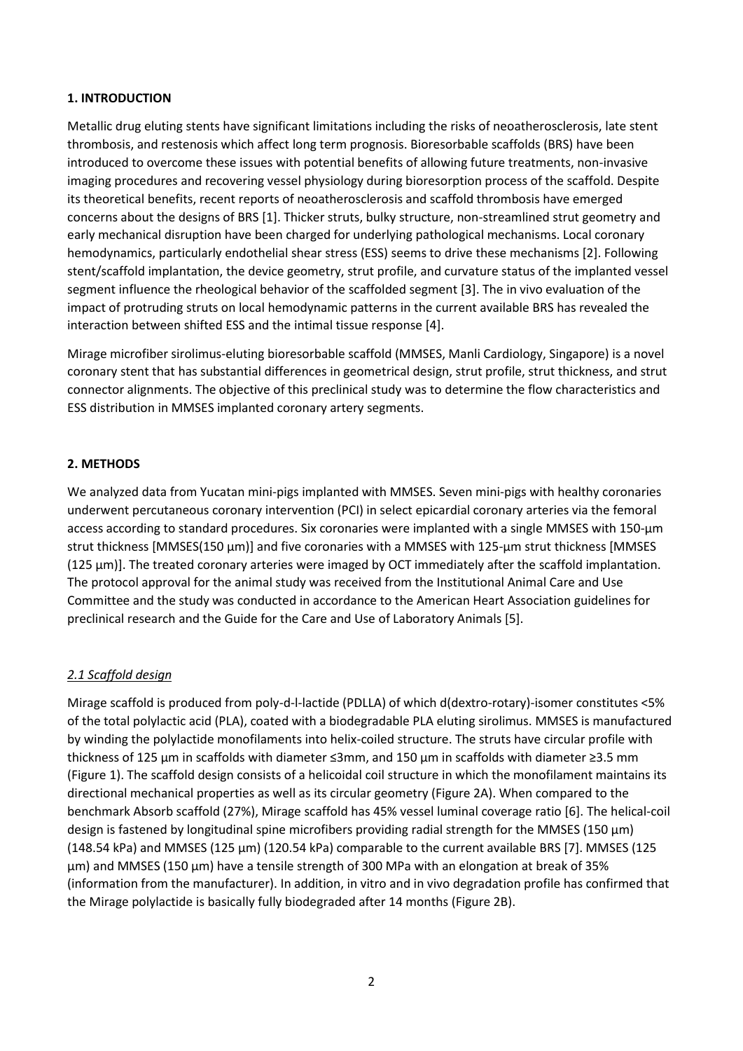## 1. INTRODUCTION

Metallic drug eluting stents have significant limitations including the risks of neoatherosclerosis, late stent thrombosis, and restenosis which affect long term prognosis. Bioresorbable scaffolds (BRS) have been introduced to overcome these issues with potential benefits of allowing future treatments, non-invasive imaging procedures and recovering vessel physiology during bioresorption process of the scaffold. Despite its theoretical benefits, recent reports of neoatherosclerosis and scaffold thrombosis have emerged concerns about the designs of BRS [1]. Thicker struts, bulky structure, non-streamlined strut geometry and early mechanical disruption have been charged for underlying pathological mechanisms. Local coronary hemodynamics, particularly endothelial shear stress (ESS) seems to drive these mechanisms [2]. Following stent/scaffold implantation, the device geometry, strut profile, and curvature status of the implanted vessel segment influence the rheological behavior of the scaffolded segment [3]. The in vivo evaluation of the impact of protruding struts on local hemodynamic patterns in the current available BRS has revealed the interaction between shifted ESS and the intimal tissue response [4].

Mirage microfiber sirolimus-eluting bioresorbable scaffold (MMSES, Manli Cardiology, Singapore) is a novel coronary stent that has substantial differences in geometrical design, strut profile, strut thickness, and strut connector alignments. The objective of this preclinical study was to determine the flow characteristics and ESS distribution in MMSES implanted coronary artery segments.

## 2. METHODS

We analyzed data from Yucatan mini-pigs implanted with MMSES. Seven mini-pigs with healthy coronaries underwent percutaneous coronary intervention (PCI) in select epicardial coronary arteries via the femoral access according to standard procedures. Six coronaries were implanted with a single MMSES with 150-µm strut thickness [MMSES(150 µm)] and five coronaries with a MMSES with 125-µm strut thickness [MMSES (125 µm)]. The treated coronary arteries were imaged by OCT immediately after the scaffold implantation. The protocol approval for the animal study was received from the Institutional Animal Care and Use Committee and the study was conducted in accordance to the American Heart Association guidelines for preclinical research and the Guide for the Care and Use of Laboratory Animals [5].

### *2.1 Scaffold design*

Mirage scaffold is produced from poly-d-l-lactide (PDLLA) of which d(dextro-rotary)-isomer constitutes <5% of the total polylactic acid (PLA), coated with a biodegradable PLA eluting sirolimus. MMSES is manufactured by winding the polylactide monofilaments into helix-coiled structure. The struts have circular profile with thickness of 125 µm in scaffolds with diameter ≤3mm, and 150 µm in scaffolds with diameter ≥3.5 mm (Figure 1). The scaffold design consists of a helicoidal coil structure in which the monofilament maintains its directional mechanical properties as well as its circular geometry (Figure 2A). When compared to the benchmark Absorb scaffold (27%), Mirage scaffold has 45% vessel luminal coverage ratio [6]. The helical-coil design is fastened by longitudinal spine microfibers providing radial strength for the MMSES (150 µm) (148.54 kPa) and MMSES (125 µm) (120.54 kPa) comparable to the current available BRS [7]. MMSES (125 µm) and MMSES (150 µm) have a tensile strength of 300 MPa with an elongation at break of 35% (information from the manufacturer). In addition, in vitro and in vivo degradation profile has confirmed that the Mirage polylactide is basically fully biodegraded after 14 months (Figure 2B).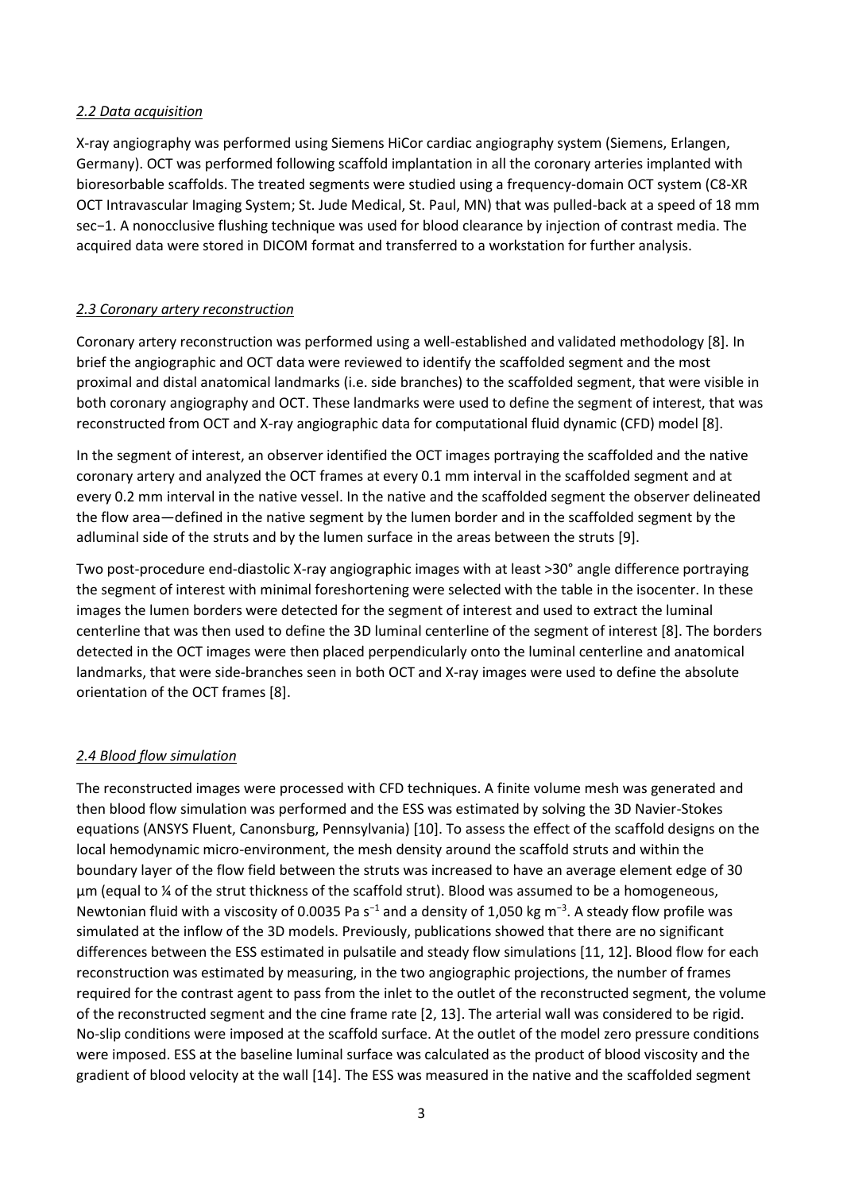### *2.2 Data acquisition*

X-ray angiography was performed using Siemens HiCor cardiac angiography system (Siemens, Erlangen, Germany). OCT was performed following scaffold implantation in all the coronary arteries implanted with bioresorbable scaffolds. The treated segments were studied using a frequency-domain OCT system (C8-XR OCT Intravascular Imaging System; St. Jude Medical, St. Paul, MN) that was pulled-back at a speed of 18 mm $sec^{-1}$. A nonocclusive flushing technique was used for blood clearance by injection of contrast media. The acquired data were stored in DICOM format and transferred to a workstation for further analysis.

### *2.3 Coronary artery reconstruction*

Coronary artery reconstruction was performed using a well-established and validated methodology [8]. In brief the angiographic and OCT data were reviewed to identify the scaffolded segment and the most proximal and distal anatomical landmarks (i.e. side branches) to the scaffolded segment, that were visible in both coronary angiography and OCT. These landmarks were used to define the segment of interest, that was reconstructed from OCT and X-ray angiographic data for computational fluid dynamic (CFD) model [8].

In the segment of interest, an observer identified the OCT images portraying the scaffolded and the native coronary artery and analyzed the OCT frames at every 0.1 mm interval in the scaffolded segment and at every 0.2 mm interval in the native vessel. In the native and the scaffolded segment the observer delineated the flow area—defined in the native segment by the lumen border and in the scaffolded segment by the adluminal side of the struts and by the lumen surface in the areas between the struts [9].

Two post-procedure end-diastolic X-ray angiographic images with at least >30° angle difference portraying the segment of interest with minimal foreshortening were selected with the table in the isocenter. In these images the lumen borders were detected for the segment of interest and used to extract the luminal centerline that was then used to define the 3D luminal centerline of the segment of interest [8]. The borders detected in the OCT images were then placed perpendicularly onto the luminal centerline and anatomical landmarks, that were side-branches seen in both OCT and X-ray images were used to define the absolute orientation of the OCT frames [8].

### *2.4 Blood flow simulation*

The reconstructed images were processed with CFD techniques. A finite volume mesh was generated and then blood flow simulation was performed and the ESS was estimated by solving the 3D Navier-Stokes equations (ANSYS Fluent, Canonsburg, Pennsylvania) [10]. To assess the effect of the scaffold designs on the local hemodynamic micro-environment, the mesh density around the scaffold struts and within the boundary layer of the flow field between the struts was increased to have an average element edge of 30 µm (equal to ¼ of the strut thickness of the scaffold strut). Blood was assumed to be a homogeneous, Newtonian fluid with a viscosity of 0.0035 Pa $s^{-1}$ and a density of 1,050 kg $m^{-3}$. A steady flow profile was simulated at the inflow of the 3D models. Previously, publications showed that there are no significant differences between the ESS estimated in pulsatile and steady flow simulations [11, 12]. Blood flow for each reconstruction was estimated by measuring, in the two angiographic projections, the number of frames required for the contrast agent to pass from the inlet to the outlet of the reconstructed segment, the volume of the reconstructed segment and the cine frame rate [2, 13]. The arterial wall was considered to be rigid. No-slip conditions were imposed at the scaffold surface. At the outlet of the model zero pressure conditions were imposed. ESS at the baseline luminal surface was calculated as the product of blood viscosity and the gradient of blood velocity at the wall [14]. The ESS was measured in the native and the scaffolded segment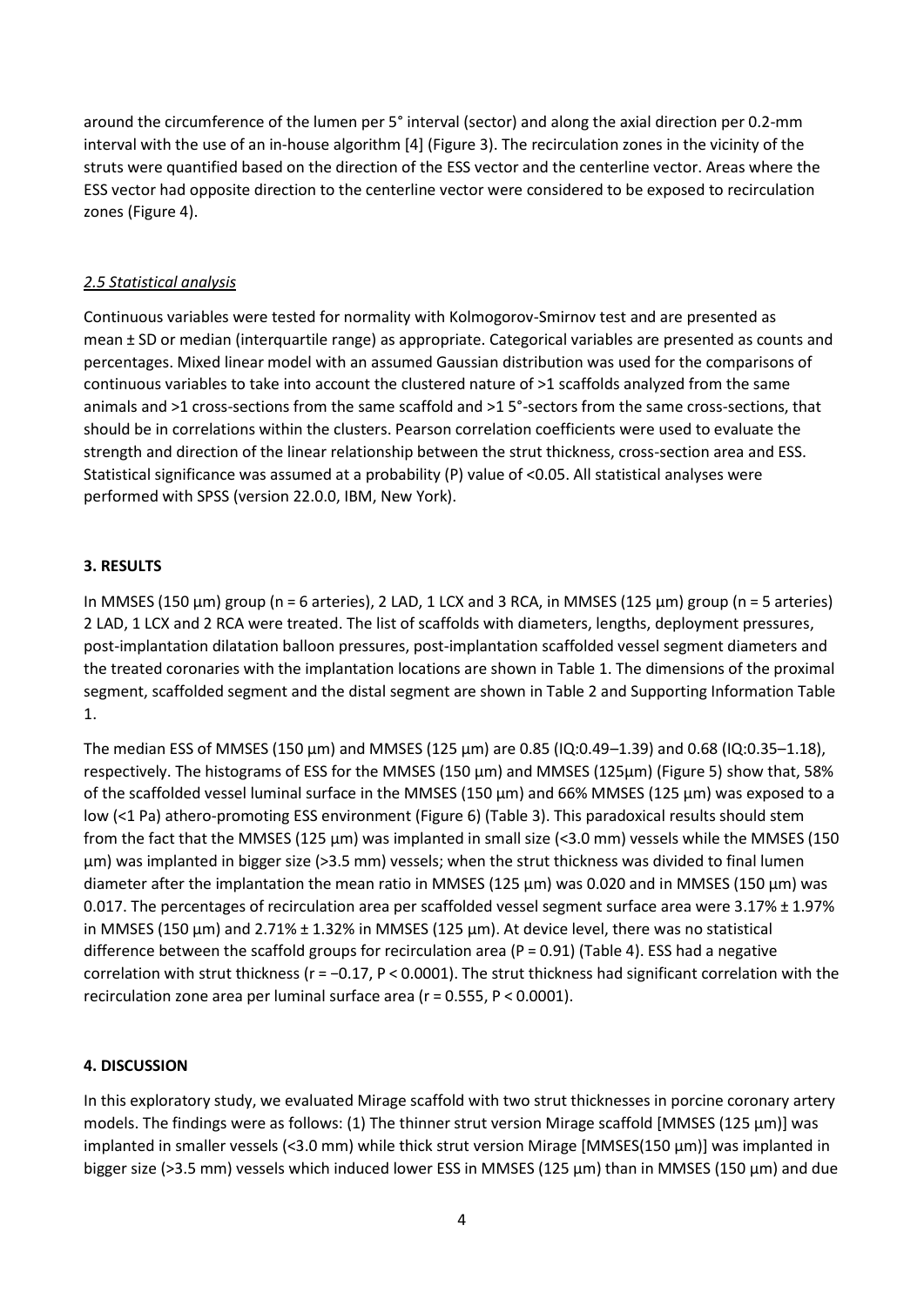around the circumference of the lumen per 5° interval (sector) and along the axial direction per 0.2-mm interval with the use of an in-house algorithm [4] (Figure 3). The recirculation zones in the vicinity of the struts were quantified based on the direction of the ESS vector and the centerline vector. Areas where the ESS vector had opposite direction to the centerline vector were considered to be exposed to recirculation zones (Figure 4).

### *2.5 Statistical analysis*

Continuous variables were tested for normality with Kolmogorov-Smirnov test and are presented as mean ± SD or median (interquartile range) as appropriate. Categorical variables are presented as counts and percentages. Mixed linear model with an assumed Gaussian distribution was used for the comparisons of continuous variables to take into account the clustered nature of >1 scaffolds analyzed from the same animals and >1 cross-sections from the same scaffold and >1 5°-sectors from the same cross-sections, that should be in correlations within the clusters. Pearson correlation coefficients were used to evaluate the strength and direction of the linear relationship between the strut thickness, cross-section area and ESS. Statistical significance was assumed at a probability (P) value of <0.05. All statistical analyses were performed with SPSS (version 22.0.0, IBM, New York).

## 3. RESULTS

In MMSES (150 µm) group (n = 6 arteries), 2 LAD, 1 LCX and 3 RCA, in MMSES (125 µm) group (n = 5 arteries) 2 LAD, 1 LCX and 2 RCA were treated. The list of scaffolds with diameters, lengths, deployment pressures, post-implantation dilatation balloon pressures, post-implantation scaffolded vessel segment diameters and the treated coronaries with the implantation locations are shown in Table 1. The dimensions of the proximal segment, scaffolded segment and the distal segment are shown in Table 2 and Supporting Information Table 1.

The median ESS of MMSES (150 µm) and MMSES (125 µm) are 0.85 (IQ:0.49–1.39) and 0.68 (IQ:0.35–1.18), respectively. The histograms of ESS for the MMSES (150 µm) and MMSES (125µm) (Figure 5) show that, 58% of the scaffolded vessel luminal surface in the MMSES (150 µm) and 66% MMSES (125 µm) was exposed to a low (<1 Pa) athero-promoting ESS environment (Figure 6) (Table 3). This paradoxical results should stem from the fact that the MMSES (125 µm) was implanted in small size (<3.0 mm) vessels while the MMSES (150 µm) was implanted in bigger size (>3.5 mm) vessels; when the strut thickness was divided to final lumen diameter after the implantation the mean ratio in MMSES (125 µm) was 0.020 and in MMSES (150 µm) was 0.017. The percentages of recirculation area per scaffolded vessel segment surface area were 3.17% ± 1.97% in MMSES (150 µm) and 2.71% ± 1.32% in MMSES (125 µm). At device level, there was no statistical difference between the scaffold groups for recirculation area ($P = 0.91$) (Table 4). ESS had a negative correlation with strut thickness ($r = -0.17$, $P < 0.0001$). The strut thickness had significant correlation with the recirculation zone area per luminal surface area ($r = 0.555$, $P < 0.0001$).

## 4. DISCUSSION

In this exploratory study, we evaluated Mirage scaffold with two strut thicknesses in porcine coronary artery models. The findings were as follows: (1) The thinner strut version Mirage scaffold [MMSES (125 µm)] was implanted in smaller vessels (<3.0 mm) while thick strut version Mirage [MMSES(150 µm)] was implanted in bigger size (>3.5 mm) vessels which induced lower ESS in MMSES (125 µm) than in MMSES (150 µm) and due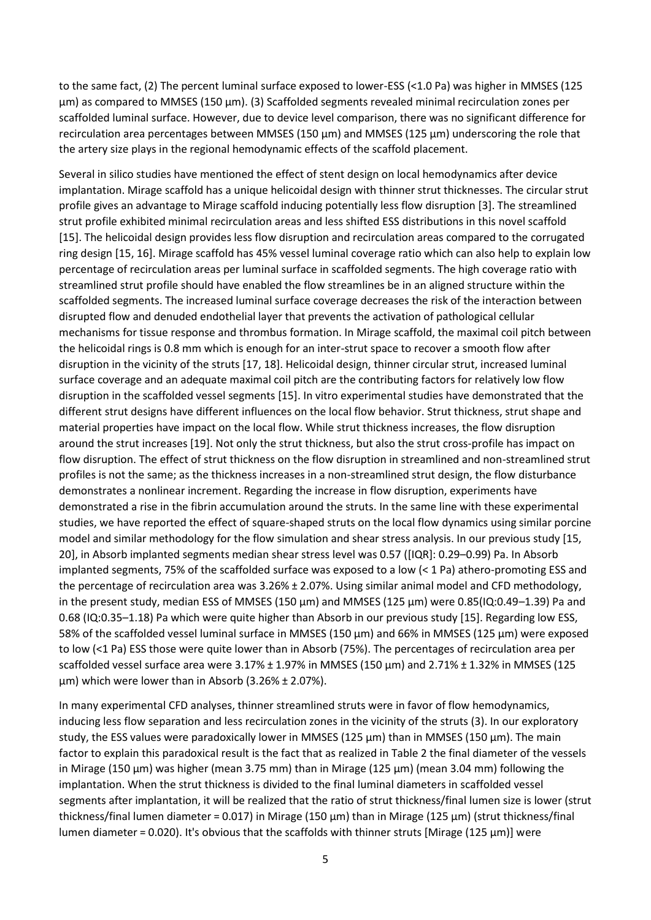to the same fact, (2) The percent luminal surface exposed to lower-ESS (<1.0 Pa) was higher in MMSES (125 µm) as compared to MMSES (150 µm). (3) Scaffolded segments revealed minimal recirculation zones per scaffolded luminal surface. However, due to device level comparison, there was no significant difference for recirculation area percentages between MMSES (150 µm) and MMSES (125 µm) underscoring the role that the artery size plays in the regional hemodynamic effects of the scaffold placement.

Several in silico studies have mentioned the effect of stent design on local hemodynamics after device implantation. Mirage scaffold has a unique helicoidal design with thinner strut thicknesses. The circular strut profile gives an advantage to Mirage scaffold inducing potentially less flow disruption [3]. The streamlined strut profile exhibited minimal recirculation areas and less shifted ESS distributions in this novel scaffold [15]. The helicoidal design provides less flow disruption and recirculation areas compared to the corrugated ring design [15, 16]. Mirage scaffold has 45% vessel luminal coverage ratio which can also help to explain low percentage of recirculation areas per luminal surface in scaffolded segments. The high coverage ratio with streamlined strut profile should have enabled the flow streamlines be in an aligned structure within the scaffolded segments. The increased luminal surface coverage decreases the risk of the interaction between disrupted flow and denuded endothelial layer that prevents the activation of pathological cellular mechanisms for tissue response and thrombus formation. In Mirage scaffold, the maximal coil pitch between the helicoidal rings is 0.8 mm which is enough for an inter-strut space to recover a smooth flow after disruption in the vicinity of the struts [17, 18]. Helicoidal design, thinner circular strut, increased luminal surface coverage and an adequate maximal coil pitch are the contributing factors for relatively low flow disruption in the scaffolded vessel segments [15]. In vitro experimental studies have demonstrated that the different strut designs have different influences on the local flow behavior. Strut thickness, strut shape and material properties have impact on the local flow. While strut thickness increases, the flow disruption around the strut increases [19]. Not only the strut thickness, but also the strut cross-profile has impact on flow disruption. The effect of strut thickness on the flow disruption in streamlined and non-streamlined strut profiles is not the same; as the thickness increases in a non-streamlined strut design, the flow disturbance demonstrates a nonlinear increment. Regarding the increase in flow disruption, experiments have demonstrated a rise in the fibrin accumulation around the struts. In the same line with these experimental studies, we have reported the effect of square-shaped struts on the local flow dynamics using similar porcine model and similar methodology for the flow simulation and shear stress analysis. In our previous study [15, 20], in Absorb implanted segments median shear stress level was 0.57 ([IQR]: 0.29–0.99) Pa. In Absorb implanted segments, 75% of the scaffolded surface was exposed to a low (< 1 Pa) athero-promoting ESS and the percentage of recirculation area was 3.26% ± 2.07%. Using similar animal model and CFD methodology, in the present study, median ESS of MMSES (150 µm) and MMSES (125 µm) were 0.85(IQ:0.49–1.39) Pa and 0.68 (IQ:0.35–1.18) Pa which were quite higher than Absorb in our previous study [15]. Regarding low ESS, 58% of the scaffolded vessel luminal surface in MMSES (150 µm) and 66% in MMSES (125 µm) were exposed to low (<1 Pa) ESS those were quite lower than in Absorb (75%). The percentages of recirculation area per scaffolded vessel surface area were 3.17% ± 1.97% in MMSES (150 µm) and 2.71% ± 1.32% in MMSES (125 µm) which were lower than in Absorb (3.26% ± 2.07%).

In many experimental CFD analyses, thinner streamlined struts were in favor of flow hemodynamics, inducing less flow separation and less recirculation zones in the vicinity of the struts (3). In our exploratory study, the ESS values were paradoxically lower in MMSES (125 µm) than in MMSES (150 µm). The main factor to explain this paradoxical result is the fact that as realized in Table 2 the final diameter of the vessels in Mirage (150 µm) was higher (mean 3.75 mm) than in Mirage (125 µm) (mean 3.04 mm) following the implantation. When the strut thickness is divided to the final luminal diameters in scaffolded vessel segments after implantation, it will be realized that the ratio of strut thickness/final lumen size is lower (strut thickness/final lumen diameter = 0.017) in Mirage (150 µm) than in Mirage (125 µm) (strut thickness/final lumen diameter = 0.020). It's obvious that the scaffolds with thinner struts [Mirage (125 µm)] were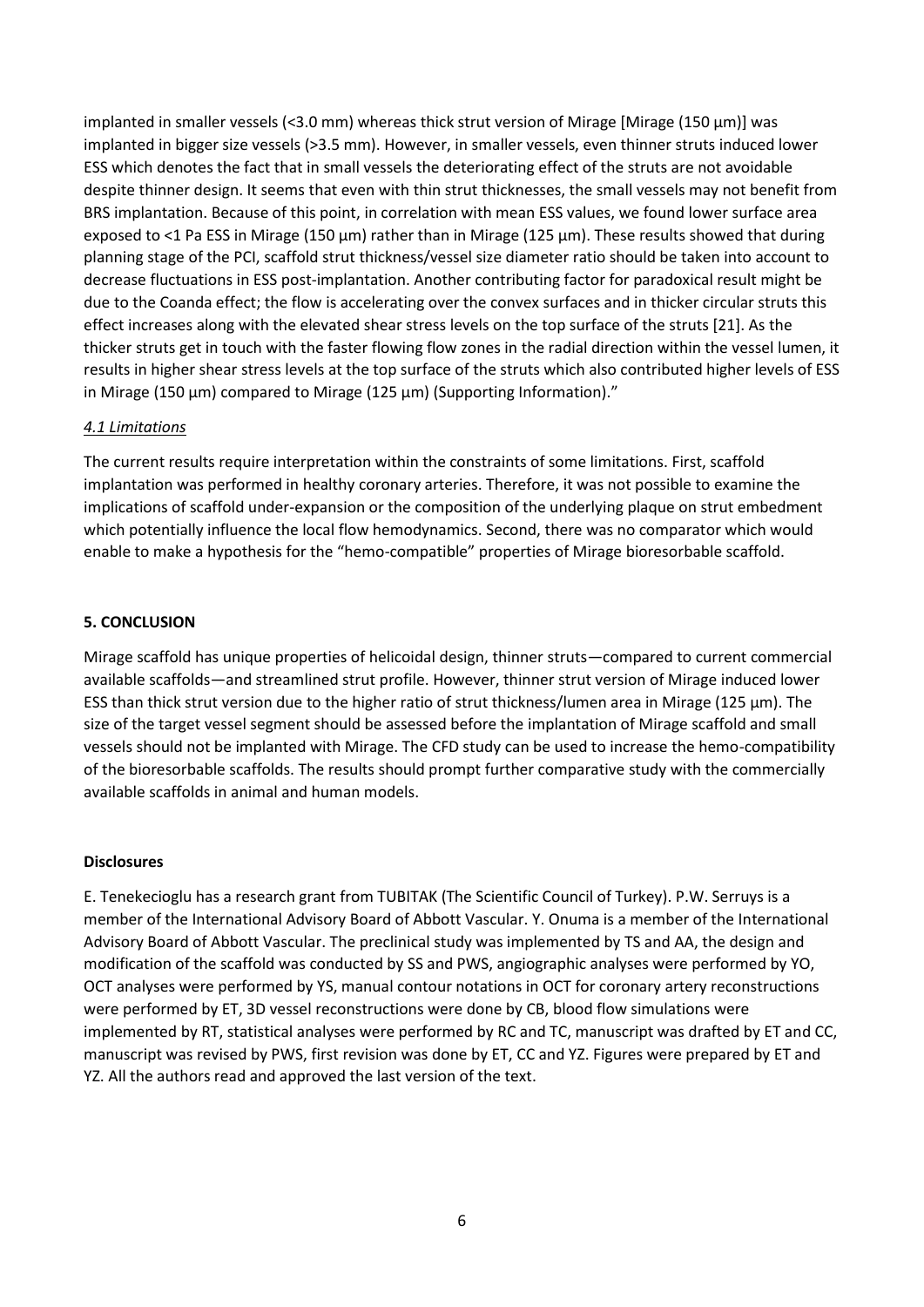implanted in smaller vessels (<3.0 mm) whereas thick strut version of Mirage [Mirage (150 µm)] was implanted in bigger size vessels (>3.5 mm). However, in smaller vessels, even thinner struts induced lower ESS which denotes the fact that in small vessels the deteriorating effect of the struts are not avoidable despite thinner design. It seems that even with thin strut thicknesses, the small vessels may not benefit from BRS implantation. Because of this point, in correlation with mean ESS values, we found lower surface area exposed to <1 Pa ESS in Mirage (150 µm) rather than in Mirage (125 µm). These results showed that during planning stage of the PCI, scaffold strut thickness/vessel size diameter ratio should be taken into account to decrease fluctuations in ESS post-implantation. Another contributing factor for paradoxical result might be due to the Coanda effect; the flow is accelerating over the convex surfaces and in thicker circular struts this effect increases along with the elevated shear stress levels on the top surface of the struts [21]. As the thicker struts get in touch with the faster flowing flow zones in the radial direction within the vessel lumen, it results in higher shear stress levels at the top surface of the struts which also contributed higher levels of ESS in Mirage (150 µm) compared to Mirage (125 µm) (Supporting Information)."

### *4.1 Limitations*

The current results require interpretation within the constraints of some limitations. First, scaffold implantation was performed in healthy coronary arteries. Therefore, it was not possible to examine the implications of scaffold under-expansion or the composition of the underlying plaque on strut embedment which potentially influence the local flow hemodynamics. Second, there was no comparator which would enable to make a hypothesis for the "hemo-compatible" properties of Mirage bioresorbable scaffold.

## 5. CONCLUSION

Mirage scaffold has unique properties of helicoidal design, thinner struts—compared to current commercial available scaffolds—and streamlined strut profile. However, thinner strut version of Mirage induced lower ESS than thick strut version due to the higher ratio of strut thickness/lumen area in Mirage (125 µm). The size of the target vessel segment should be assessed before the implantation of Mirage scaffold and small vessels should not be implanted with Mirage. The CFD study can be used to increase the hemo-compatibility of the bioresorbable scaffolds. The results should prompt further comparative study with the commercially available scaffolds in animal and human models.

### Disclosures

E. Tenekecioglu has a research grant from TUBITAK (The Scientific Council of Turkey). P.W. Serruys is a member of the International Advisory Board of Abbott Vascular. Y. Onuma is a member of the International Advisory Board of Abbott Vascular. The preclinical study was implemented by TS and AA, the design and modification of the scaffold was conducted by SS and PWS, angiographic analyses were performed by YO, OCT analyses were performed by YS, manual contour notations in OCT for coronary artery reconstructions were performed by ET, 3D vessel reconstructions were done by CB, blood flow simulations were implemented by RT, statistical analyses were performed by RC and TC, manuscript was drafted by ET and CC, manuscript was revised by PWS, first revision was done by ET, CC and YZ. Figures were prepared by ET and YZ. All the authors read and approved the last version of the text.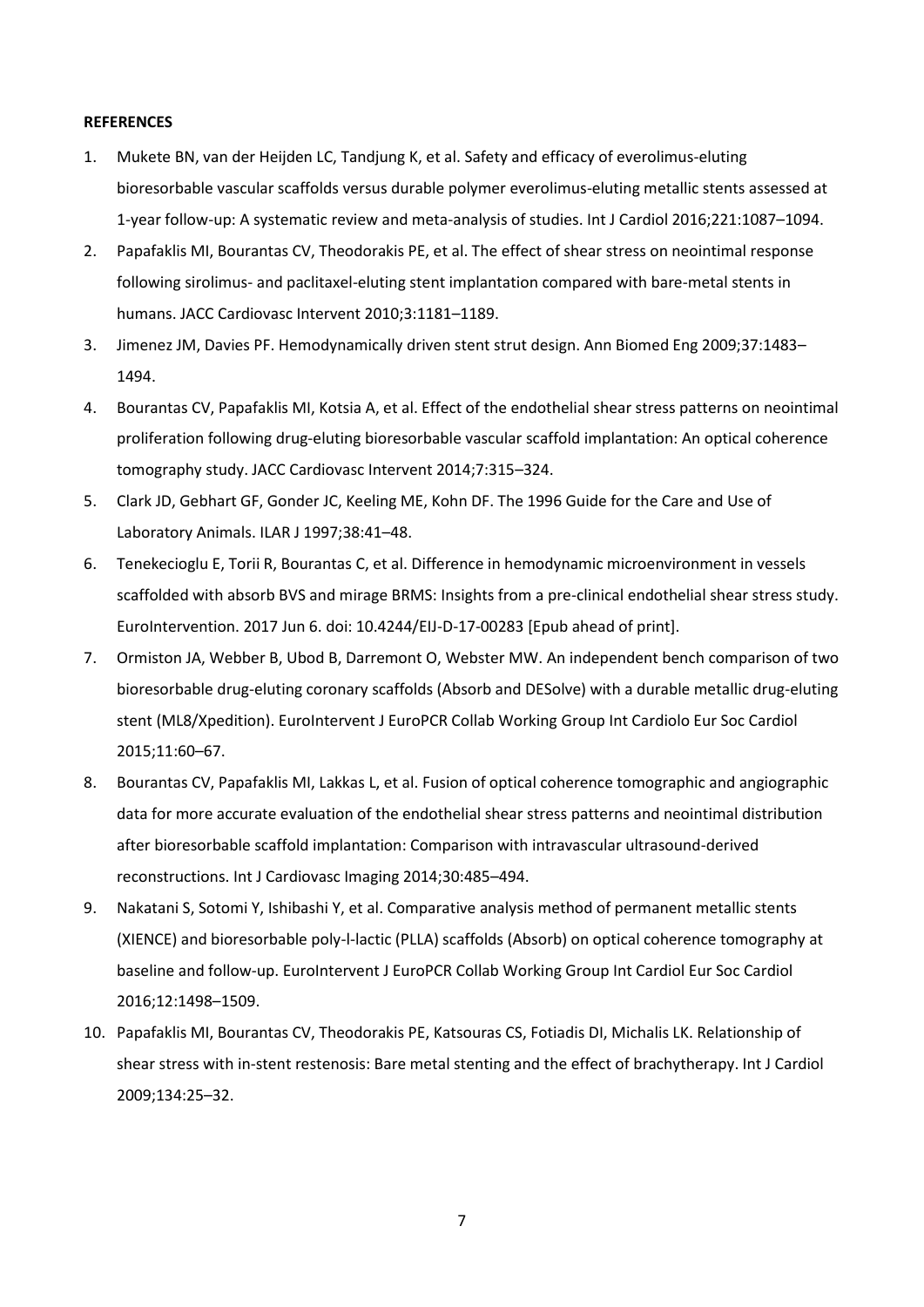**REFERENCES**

1. Mukete BN, van der Heijden LC, Tandjung K, et al. Safety and efficacy of everolimus-eluting bioresorbable vascular scaffolds versus durable polymer everolimus-eluting metallic stents assessed at 1-year follow-up: A systematic review and meta-analysis of studies. Int J Cardiol 2016;221:1087–1094.
2. Papafaklis MI, Bourantas CV, Theodorakis PE, et al. The effect of shear stress on neointimal response following sirolimus- and paclitaxel-eluting stent implantation compared with bare-metal stents in humans. JACC Cardiovasc Intervent 2010;3:1181–1189.
3. Jimenez JM, Davies PF. Hemodynamically driven stent strut design. Ann Biomed Eng 2009;37:1483–1494.
4. Bourantas CV, Papafaklis MI, Kotsia A, et al. Effect of the endothelial shear stress patterns on neointimal proliferation following drug-eluting bioresorbable vascular scaffold implantation: An optical coherence tomography study. JACC Cardiovasc Intervent 2014;7:315–324.
5. Clark JD, Gebhart GF, Gonder JC, Keeling ME, Kohn DF. The 1996 Guide for the Care and Use of Laboratory Animals. ILAR J 1997;38:41–48.
6. Tenekecioglu E, Torii R, Bourantas C, et al. Difference in hemodynamic microenvironment in vessels scaffolded with absorb BVS and mirage BRMS: Insights from a pre-clinical endothelial shear stress study. EuroIntervention. 2017 Jun 6. doi: 10.4244/EIJ-D-17-00283 [Epub ahead of print].
7. Ormiston JA, Webber B, Ubod B, Darremont O, Webster MW. An independent bench comparison of two bioresorbable drug-eluting coronary scaffolds (Absorb and DESolve) with a durable metallic drug-eluting stent (ML8/Xpedition). EuroIntervent J EuroPCR Collab Working Group Int Cardiolo Eur Soc Cardiol 2015;11:60–67.
8. Bourantas CV, Papafaklis MI, Lakkas L, et al. Fusion of optical coherence tomographic and angiographic data for more accurate evaluation of the endothelial shear stress patterns and neointimal distribution after bioresorbable scaffold implantation: Comparison with intravascular ultrasound-derived reconstructions. Int J Cardiovasc Imaging 2014;30:485–494.
9. Nakatani S, Sotomi Y, Ishibashi Y, et al. Comparative analysis method of permanent metallic stents (XIENCE) and bioresorbable poly-l-lactic (PLLA) scaffolds (Absorb) on optical coherence tomography at baseline and follow-up. EuroIntervent J EuroPCR Collab Working Group Int Cardiol Eur Soc Cardiol 2016;12:1498–1509.
10. Papafaklis MI, Bourantas CV, Theodorakis PE, Katsouras CS, Fotiadis DI, Michalis LK. Relationship of shear stress with in-stent restenosis: Bare metal stenting and the effect of brachytherapy. Int J Cardiol 2009;134:25–32.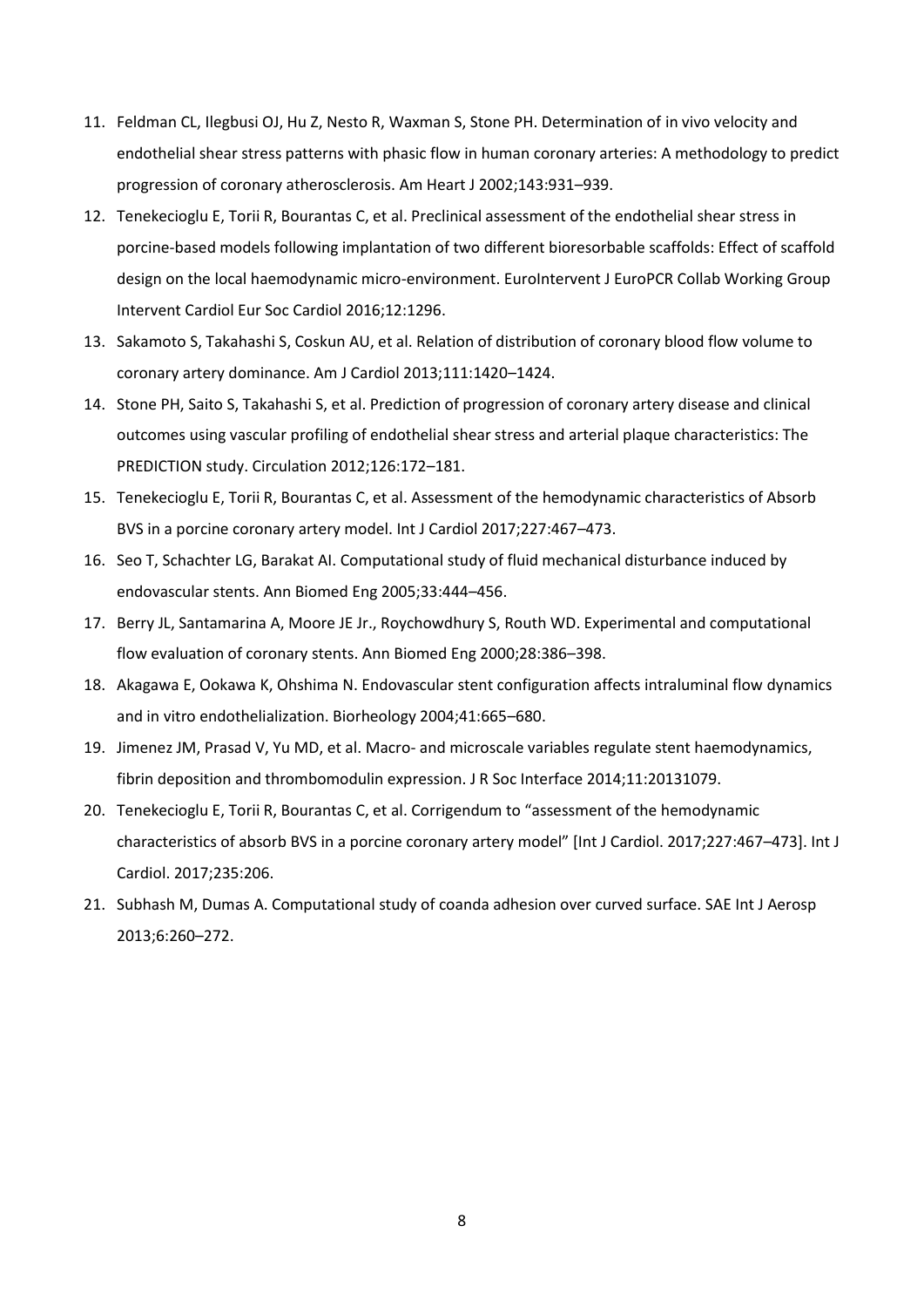11. Feldman CL, Ilegbusi OJ, Hu Z, Nesto R, Waxman S, Stone PH. Determination of in vivo velocity and endothelial shear stress patterns with phasic flow in human coronary arteries: A methodology to predict progression of coronary atherosclerosis. Am Heart J 2002;143:931–939.
12. Tenekecioglu E, Torii R, Bourantas C, et al. Preclinical assessment of the endothelial shear stress in porcine-based models following implantation of two different bioresorbable scaffolds: Effect of scaffold design on the local haemodynamic micro-environment. EuroIntervent J EuroPCR Collab Working Group Intervent Cardiol Eur Soc Cardiol 2016;12:1296.
13. Sakamoto S, Takahashi S, Coskun AU, et al. Relation of distribution of coronary blood flow volume to coronary artery dominance. Am J Cardiol 2013;111:1420–1424.
14. Stone PH, Saito S, Takahashi S, et al. Prediction of progression of coronary artery disease and clinical outcomes using vascular profiling of endothelial shear stress and arterial plaque characteristics: The PREDICTION study. Circulation 2012;126:172–181.
15. Tenekecioglu E, Torii R, Bourantas C, et al. Assessment of the hemodynamic characteristics of Absorb BVS in a porcine coronary artery model. Int J Cardiol 2017;227:467–473.
16. Seo T, Schachter LG, Barakat AI. Computational study of fluid mechanical disturbance induced by endovascular stents. Ann Biomed Eng 2005;33:444–456.
17. Berry JL, Santamarina A, Moore JE Jr., Roychowdhury S, Routh WD. Experimental and computational flow evaluation of coronary stents. Ann Biomed Eng 2000;28:386–398.
18. Akagawa E, Ookawa K, Ohshima N. Endovascular stent configuration affects intraluminal flow dynamics and in vitro endothelialization. Biorheology 2004;41:665–680.
19. Jimenez JM, Prasad V, Yu MD, et al. Macro- and microscale variables regulate stent haemodynamics, fibrin deposition and thrombomodulin expression. J R Soc Interface 2014;11:20131079.
20. Tenekecioglu E, Torii R, Bourantas C, et al. Corrigendum to "assessment of the hemodynamic characteristics of absorb BVS in a porcine coronary artery model" [Int J Cardiol. 2017;227:467–473]. Int J Cardiol. 2017;235:206.
21. Subhash M, Dumas A. Computational study of coanda adhesion over curved surface. SAE Int J Aerosp 2013;6:260–272.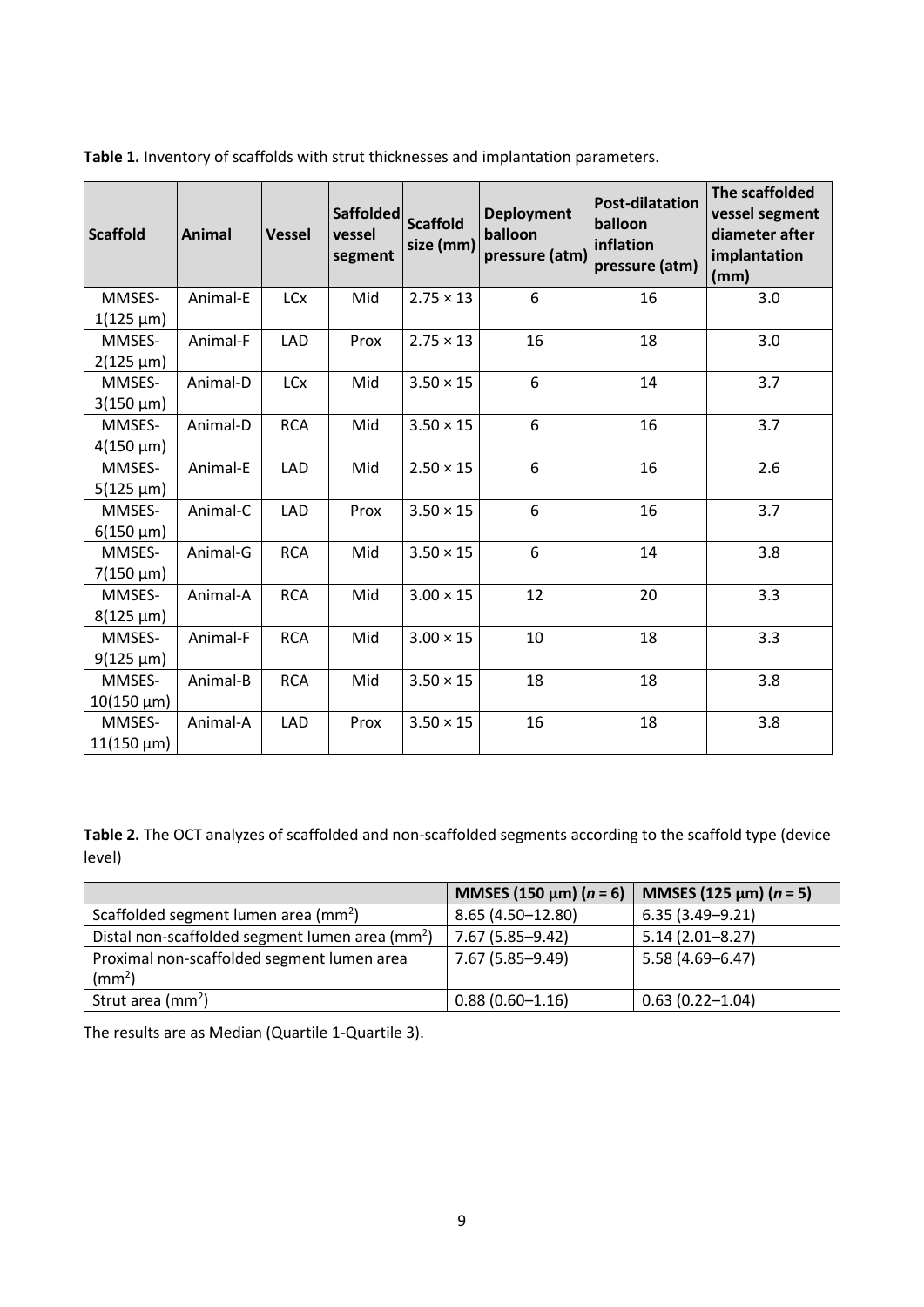**Table 1.** Inventory of scaffolds with strut thicknesses and implantation parameters.

| Scaffold | Animal | Vessel | Saffolded vessel segment | Scaffold size (mm) | Deployment balloon pressure (atm) | Post-dilatation balloon inflation pressure (atm) | The scaffolded vessel segment diameter after implantation (mm) |
|---|---|---|---|---|---|---|---|
| MMSES-1(125 µm) | Animal-E | LCx | Mid | 2.75 × 13 | 6 | 16 | 3.0 |
| MMSES-2(125 µm) | Animal-F | LAD | Prox | 2.75 × 13 | 16 | 18 | 3.0 |
| MMSES-3(150 µm) | Animal-D | LCx | Mid | 3.50 × 15 | 6 | 14 | 3.7 |
| MMSES-4(150 µm) | Animal-D | RCA | Mid | 3.50 × 15 | 6 | 16 | 3.7 |
| MMSES-5(125 µm) | Animal-E | LAD | Mid | 2.50 × 15 | 6 | 16 | 2.6 |
| MMSES-6(150 µm) | Animal-C | LAD | Prox | 3.50 × 15 | 6 | 16 | 3.7 |
| MMSES-7(150 µm) | Animal-G | RCA | Mid | 3.50 × 15 | 6 | 14 | 3.8 |
| MMSES-8(125 µm) | Animal-A | RCA | Mid | 3.00 × 15 | 12 | 20 | 3.3 |
| MMSES-9(125 µm) | Animal-F | RCA | Mid | 3.00 × 15 | 10 | 18 | 3.3 |
| MMSES-10(150 µm) | Animal-B | RCA | Mid | 3.50 × 15 | 18 | 18 | 3.8 |
| MMSES-11(150 µm) | Animal-A | LAD | Prox | 3.50 × 15 | 16 | 18 | 3.8 |

**Table 2.** The OCT analyzes of scaffolded and non-scaffolded segments according to the scaffold type (device level)

| | MMSES (150 µm) ($n$ = 6) | MMSES (125 µm) ($n$ = 5) |
|---|---|---|
| Scaffolded segment lumen area (mm$^2$) | 8.65 (4.50–12.80) | 6.35 (3.49–9.21) |
| Distal non-scaffolded segment lumen area (mm$^2$) | 7.67 (5.85–9.42) | 5.14 (2.01–8.27) |
| Proximal non-scaffolded segment lumen area (mm$^2$) | 7.67 (5.85–9.49) | 5.58 (4.69–6.47) |
| Strut area (mm$^2$) | 0.88 (0.60–1.16) | 0.63 (0.22–1.04) |

The results are as Median (Quartile 1-Quartile 3).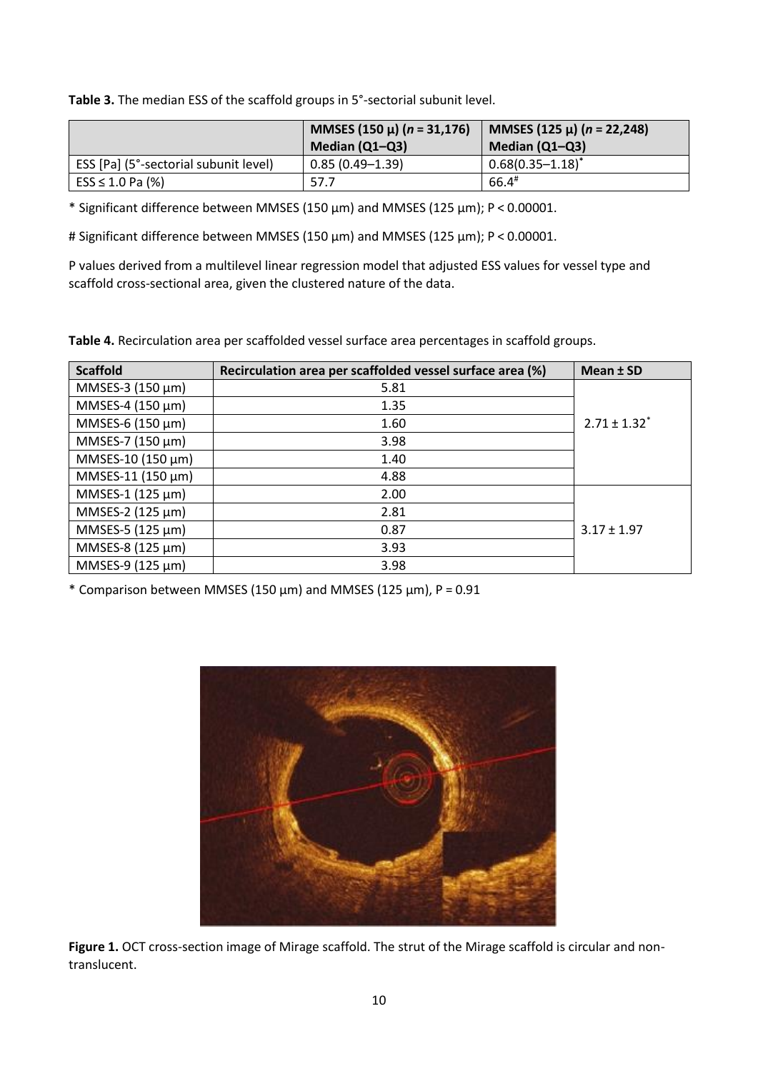**Table 3.** The median ESS of the scaffold groups in 5°-sectorial subunit level.

| | MMSES (150 µ) (*n* = 31,176) Median (Q1–Q3) | MMSES (125 µ) (*n* = 22,248) Median (Q1–Q3) |
|---|---|---|
| ESS [Pa] (5°-sectorial subunit level) | 0.85 (0.49–1.39) | 0.68(0.35–1.18)* |
| ESS ≤ 1.0 Pa (%) | 57.7 | 66.4# |

* Significant difference between MMSES (150 µm) and MMSES (125 µm); P < 0.00001.

# Significant difference between MMSES (150 µm) and MMSES (125 µm); P < 0.00001.

P values derived from a multilevel linear regression model that adjusted ESS values for vessel type and scaffold cross-sectional area, given the clustered nature of the data.

**Table 4.** Recirculation area per scaffolded vessel surface area percentages in scaffold groups.

| Scaffold | Recirculation area per scaffolded vessel surface area (%) | Mean ± SD |
|---|---|---|
| MMSES-3 (150 µm) | 5.81 | 2.71 ± 1.32* |
| MMSES-4 (150 µm) | 1.35 | |
| MMSES-6 (150 µm) | 1.60 | |
| MMSES-7 (150 µm) | 3.98 | |
| MMSES-10 (150 µm) | 1.40 | |
| MMSES-11 (150 µm) | 4.88 | |
| MMSES-1 (125 µm) | 2.00 | 3.17 ± 1.97 |
| MMSES-2 (125 µm) | 2.81 | |
| MMSES-5 (125 µm) | 0.87 | |
| MMSES-8 (125 µm) | 3.93 | |
| MMSES-9 (125 µm) | 3.98 | |

* Comparison between MMSES (150 µm) and MMSES (125 µm), P = 0.91

**Figure 1.** OCT cross-section image of Mirage scaffold. The strut of the Mirage scaffold is circular and non-translucent.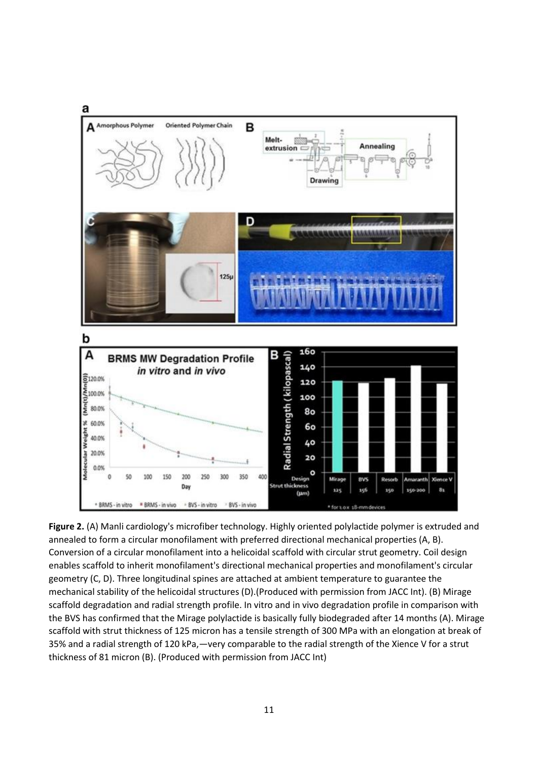**Figure 2.** (A) Manli cardiology's microfiber technology. Highly oriented polylactide polymer is extruded and annealed to form a circular monofilament with preferred directional mechanical properties (A, B). Conversion of a circular monofilament into a helicoidal scaffold with circular strut geometry. Coil design enables scaffold to inherit monofilament's directional mechanical properties and monofilament's circular geometry (C, D). Three longitudinal spines are attached at ambient temperature to guarantee the mechanical stability of the helicoidal structures (D).(Produced with permission from JACC Int). (B) Mirage scaffold degradation and radial strength profile. In vitro and in vivo degradation profile in comparison with the BVS has confirmed that the Mirage polylactide is basically fully biodegraded after 14 months (A). Mirage scaffold with strut thickness of 125 micron has a tensile strength of 300 MPa with an elongation at break of 35% and a radial strength of 120 kPa,—very comparable to the radial strength of the Xience V for a strut thickness of 81 micron (B). (Produced with permission from JACC Int)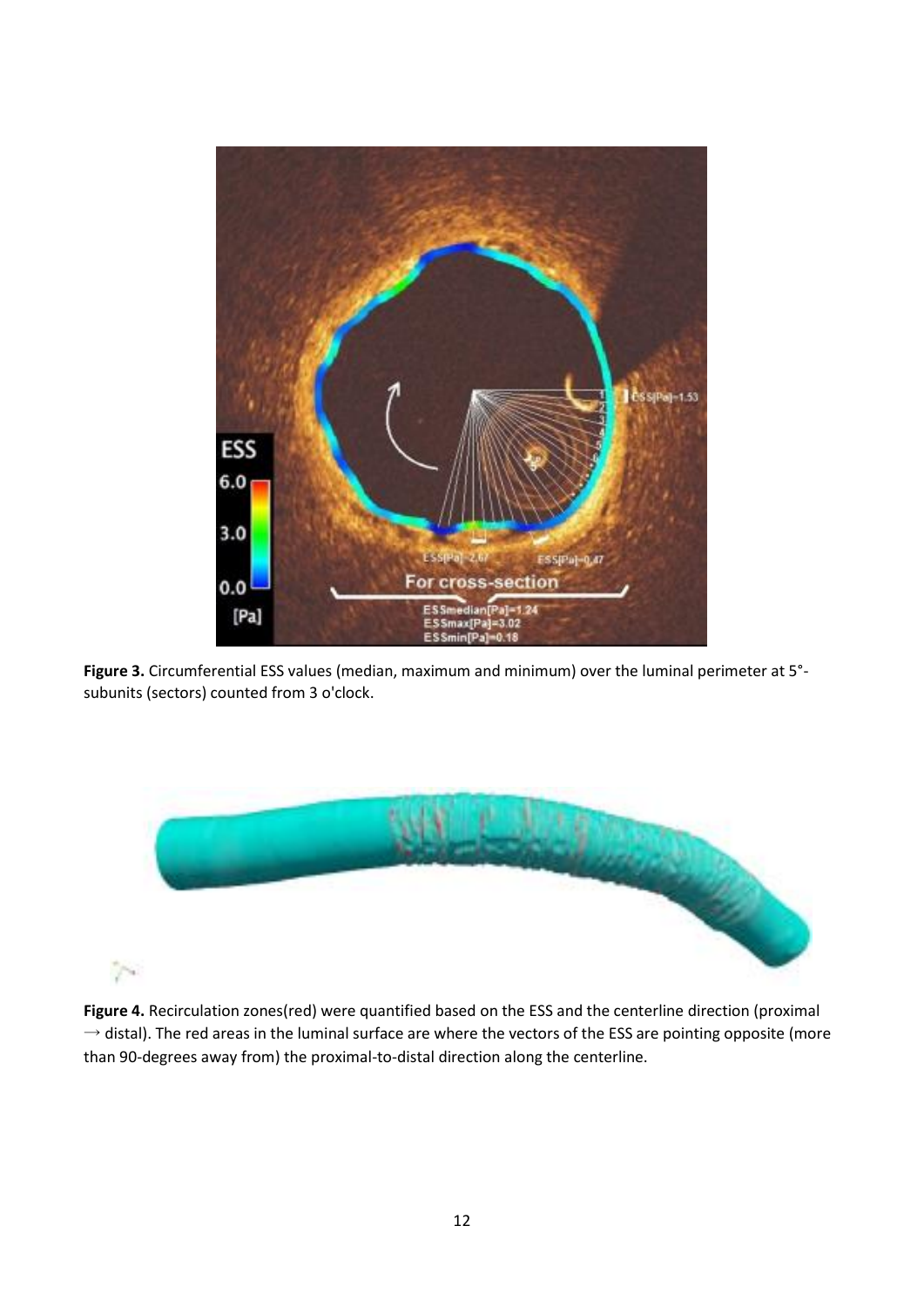**Figure 3.** Circumferential ESS values (median, maximum and minimum) over the luminal perimeter at 5°-subunits (sectors) counted from 3 o'clock.

**Figure 4.** Recirculation zones(red) were quantified based on the ESS and the centerline direction (proximal → distal). The red areas in the luminal surface are where the vectors of the ESS are pointing opposite (more than 90-degrees away from) the proximal-to-distal direction along the centerline.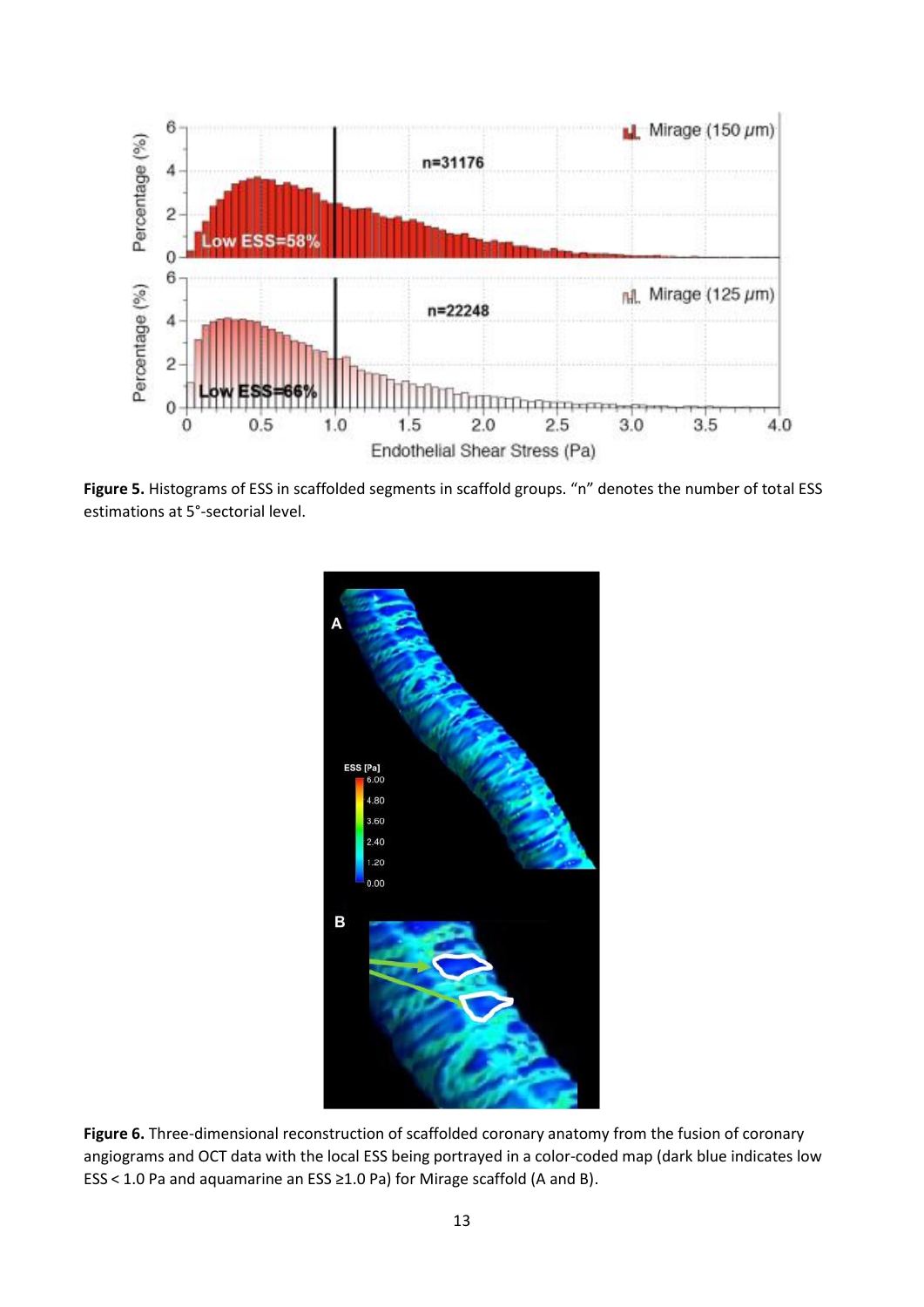**Figure 5.** Histograms of ESS in scaffolded segments in scaffold groups. "n" denotes the number of total ESS estimations at 5°-sectorial level.

**Figure 6.** Three-dimensional reconstruction of scaffolded coronary anatomy from the fusion of coronary angiograms and OCT data with the local ESS being portrayed in a color-coded map (dark blue indicates low ESS < 1.0 Pa and aquamarine an ESS ≥1.0 Pa) for Mirage scaffold (A and B).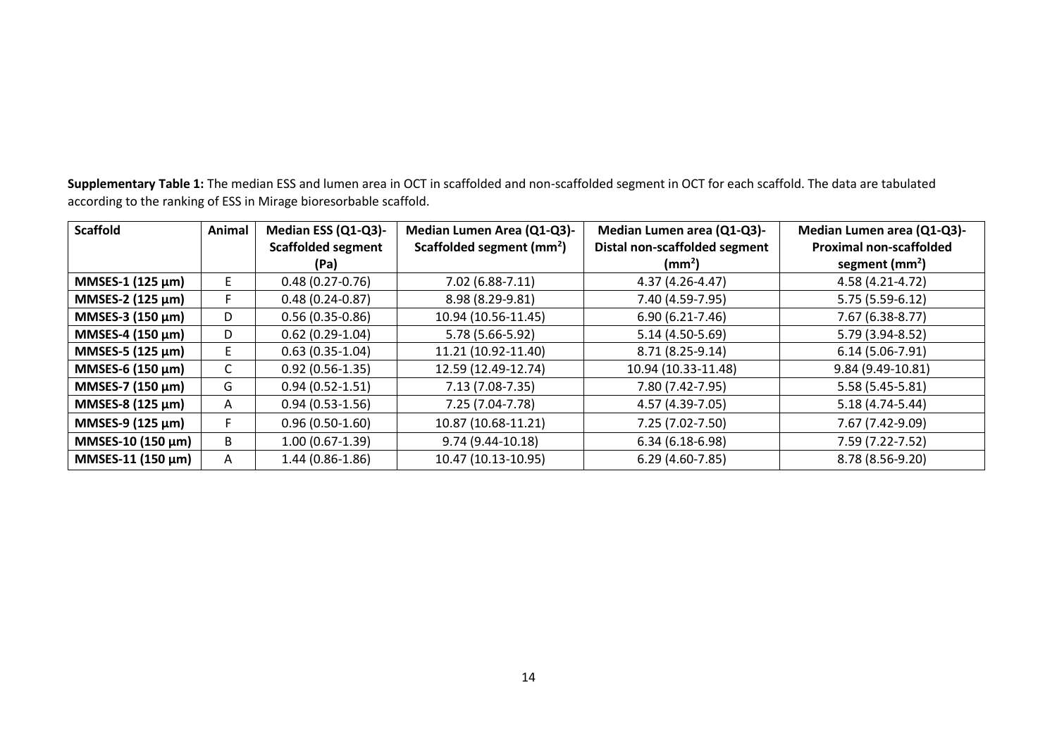**Supplementary Table 1:** The median ESS and lumen area in OCT in scaffolded and non-scaffolded segment in OCT for each scaffold. The data are tabulated according to the ranking of ESS in Mirage bioresorbable scaffold.

| Scaffold | Animal | Median ESS (Q1-Q3)-Scaffolded segment (Pa) | Median Lumen Area (Q1-Q3)-Scaffolded segment ($mm^2$) | Median Lumen area (Q1-Q3)-Distal non-scaffolded segment ($mm^2$) | Median Lumen area (Q1-Q3)-Proximal non-scaffolded segment ($mm^2$) |
|---|---|---|---|---|---|
| **MMSES-1 (125 µm)** | E | 0.48 (0.27-0.76) | 7.02 (6.88-7.11) | 4.37 (4.26-4.47) | 4.58 (4.21-4.72) |
| **MMSES-2 (125 µm)** | F | 0.48 (0.24-0.87) | 8.98 (8.29-9.81) | 7.40 (4.59-7.95) | 5.75 (5.59-6.12) |
| **MMSES-3 (150 µm)** | D | 0.56 (0.35-0.86) | 10.94 (10.56-11.45) | 6.90 (6.21-7.46) | 7.67 (6.38-8.77) |
| **MMSES-4 (150 µm)** | D | 0.62 (0.29-1.04) | 5.78 (5.66-5.92) | 5.14 (4.50-5.69) | 5.79 (3.94-8.52) |
| **MMSES-5 (125 µm)** | E | 0.63 (0.35-1.04) | 11.21 (10.92-11.40) | 8.71 (8.25-9.14) | 6.14 (5.06-7.91) |
| **MMSES-6 (150 µm)** | C | 0.92 (0.56-1.35) | 12.59 (12.49-12.74) | 10.94 (10.33-11.48) | 9.84 (9.49-10.81) |
| **MMSES-7 (150 µm)** | G | 0.94 (0.52-1.51) | 7.13 (7.08-7.35) | 7.80 (7.42-7.95) | 5.58 (5.45-5.81) |
| **MMSES-8 (125 µm)** | A | 0.94 (0.53-1.56) | 7.25 (7.04-7.78) | 4.57 (4.39-7.05) | 5.18 (4.74-5.44) |
| **MMSES-9 (125 µm)** | F | 0.96 (0.50-1.60) | 10.87 (10.68-11.21) | 7.25 (7.02-7.50) | 7.67 (7.42-9.09) |
| **MMSES-10 (150 µm)** | B | 1.00 (0.67-1.39) | 9.74 (9.44-10.18) | 6.34 (6.18-6.98) | 7.59 (7.22-7.52) |
| **MMSES-11 (150 µm)** | A | 1.44 (0.86-1.86) | 10.47 (10.13-10.95) | 6.29 (4.60-7.85) | 8.78 (8.56-9.20) |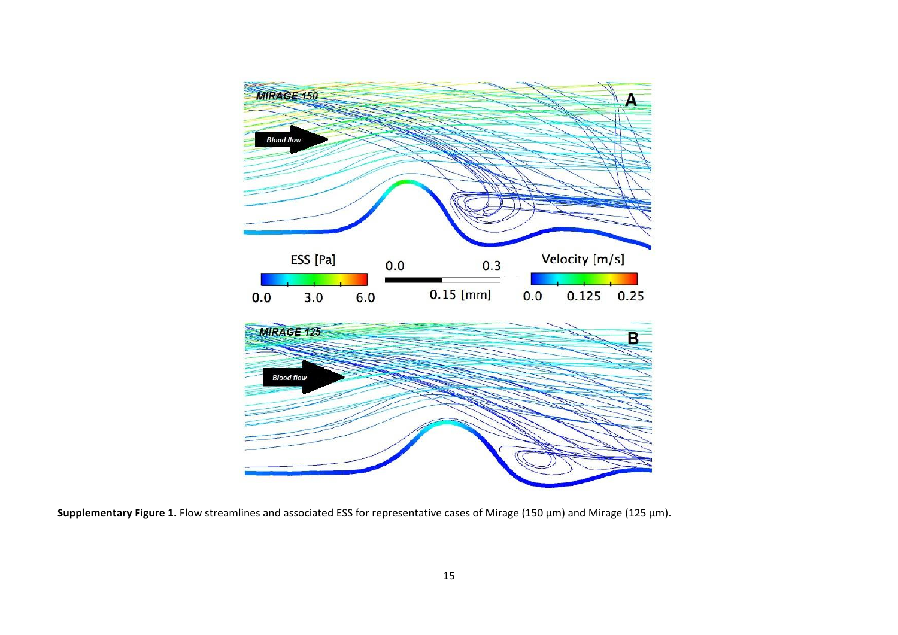MIRAGE 150

A

Blood flow

ESS [Pa]

0.0 3.0 6.0

0.0 0.3

0.15 [mm]

Velocity [m/s]

0.0 0.125 0.25

MIRAGE 125

B

Blood flow

**Supplementary Figure 1.** Flow streamlines and associated ESS for representative cases of Mirage (150 µm) and Mirage (125 µm).